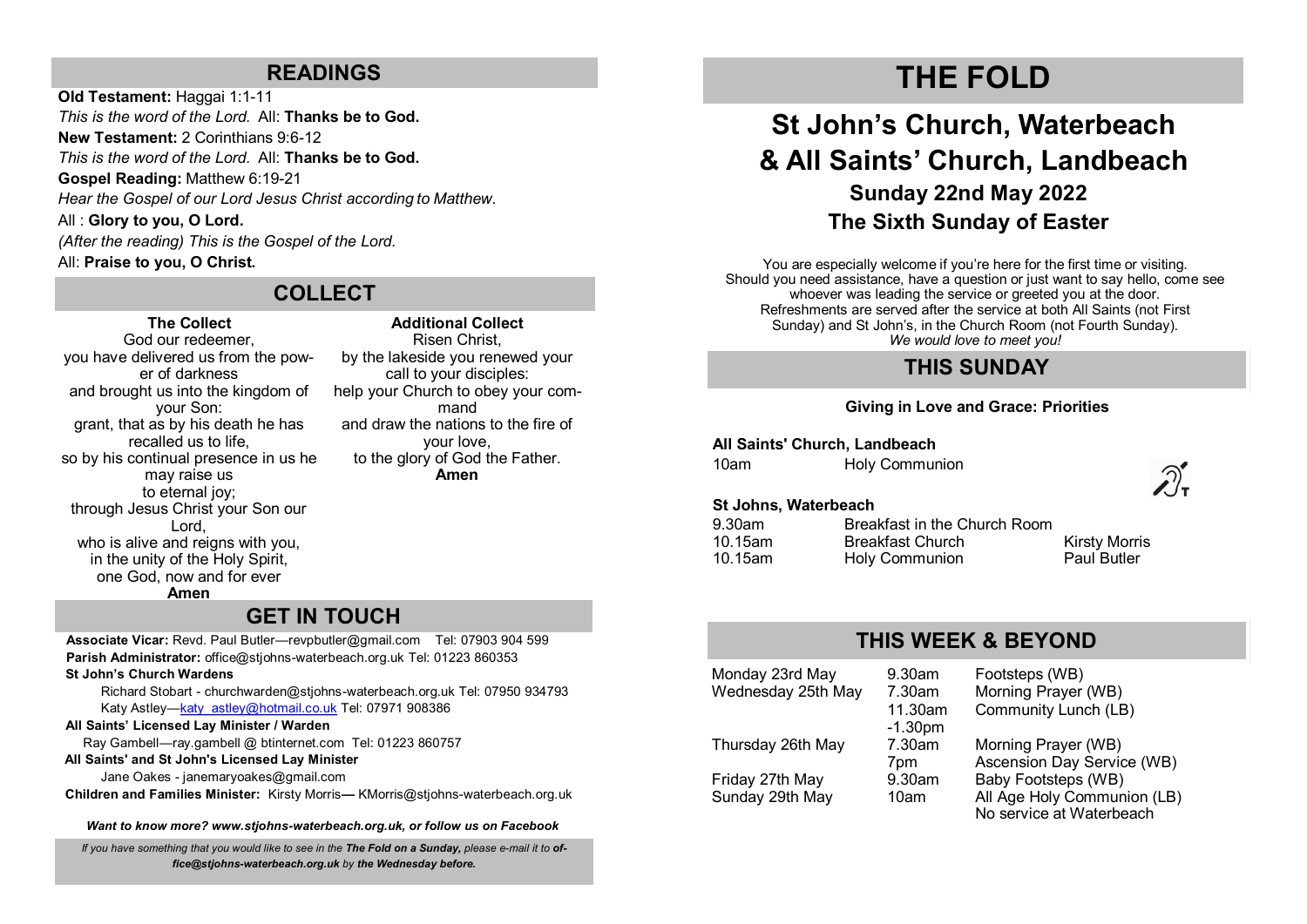## READINGS

**Old Testament:** Haggai 1:1-11

*This is the word of the Lord.* All: **Thanks be to God.**

**New Testament:** 2 Corinthians 9:6-12

*This is the word of the Lord.* All: **Thanks be to God.**

**Gospel Reading:** Matthew 6:19-21

*Hear the Gospel of our Lord Jesus Christ according to Matthew.*

All : **Glory to you, O Lord.**

*(After the reading) This is the Gospel of the Lord.*

All: **Praise to you, O Christ.**

## COLLECT

**The Collect**

God our redeemer,
you have delivered us from the power of darkness
and brought us into the kingdom of your Son:
grant, that as by his death he has recalled us to life,
so by his continual presence in us he may raise us
to eternal joy;
through Jesus Christ your Son our Lord,
who is alive and reigns with you,
in the unity of the Holy Spirit,
one God, now and for ever
**Amen**

**Additional Collect**

Risen Christ,
by the lakeside you renewed your call to your disciples:
help your Church to obey your command
and draw the nations to the fire of your love,
to the glory of God the Father.
**Amen**

## GET IN TOUCH

**Associate Vicar:** Revd. Paul Butler—revpbutler@gmail.com Tel: 07903 904 599

**Parish Administrator:** office@stjohns-waterbeach.org.uk Tel: 01223 860353

**St John's Church Wardens**

Richard Stobart - churchwarden@stjohns-waterbeach.org.uk Tel: 07950 934793

Katy Astley—katy_astley@hotmail.co.uk Tel: 07971 908386

**All Saints' Licensed Lay Minister / Warden**

Ray Gambell—ray.gambell @ btinternet.com Tel: 01223 860757

**All Saints' and St John's Licensed Lay Minister**

Jane Oakes - janemaryoakes@gmail.com

**Children and Families Minister:** Kirsty Morris— KMorris@stjohns-waterbeach.org.uk

***Want to know more? www.stjohns-waterbeach.org.uk, or follow us on Facebook***

*If you have something that you would like to see in the **The Fold on a Sunday,** please e-mail it to **office@stjohns-waterbeach.org.uk** by **the Wednesday before.***

# THE FOLD

## St John's Church, Waterbeach & All Saints' Church, Landbeach

### Sunday 22nd May 2022
### The Sixth Sunday of Easter

You are especially welcome if you're here for the first time or visiting. Should you need assistance, have a question or just want to say hello, come see whoever was leading the service or greeted you at the door. Refreshments are served after the service at both All Saints (not First Sunday) and St John's, in the Church Room (not Fourth Sunday).
*We would love to meet you!*

## THIS SUNDAY

**Giving in Love and Grace: Priorities**

**All Saints' Church, Landbeach**

| | | |
|---|---|---|
| 10am | Holy Communion | |

**St Johns, Waterbeach**

| | | |
|---|---|---|
| 9.30am | Breakfast in the Church Room | |
| 10.15am | Breakfast Church | Kirsty Morris |
| 10.15am | Holy Communion | Paul Butler |

## THIS WEEK & BEYOND

| | | |
|---|---|---|
| Monday 23rd May | 9.30am | Footsteps (WB) |
| Wednesday 25th May | 7.30am | Morning Prayer (WB) |
| | 11.30am -1.30pm | Community Lunch (LB) |
| Thursday 26th May | 7.30am | Morning Prayer (WB) |
| | 7pm | Ascension Day Service (WB) |
| Friday 27th May | 9.30am | Baby Footsteps (WB) |
| Sunday 29th May | 10am | All Age Holy Communion (LB) No service at Waterbeach |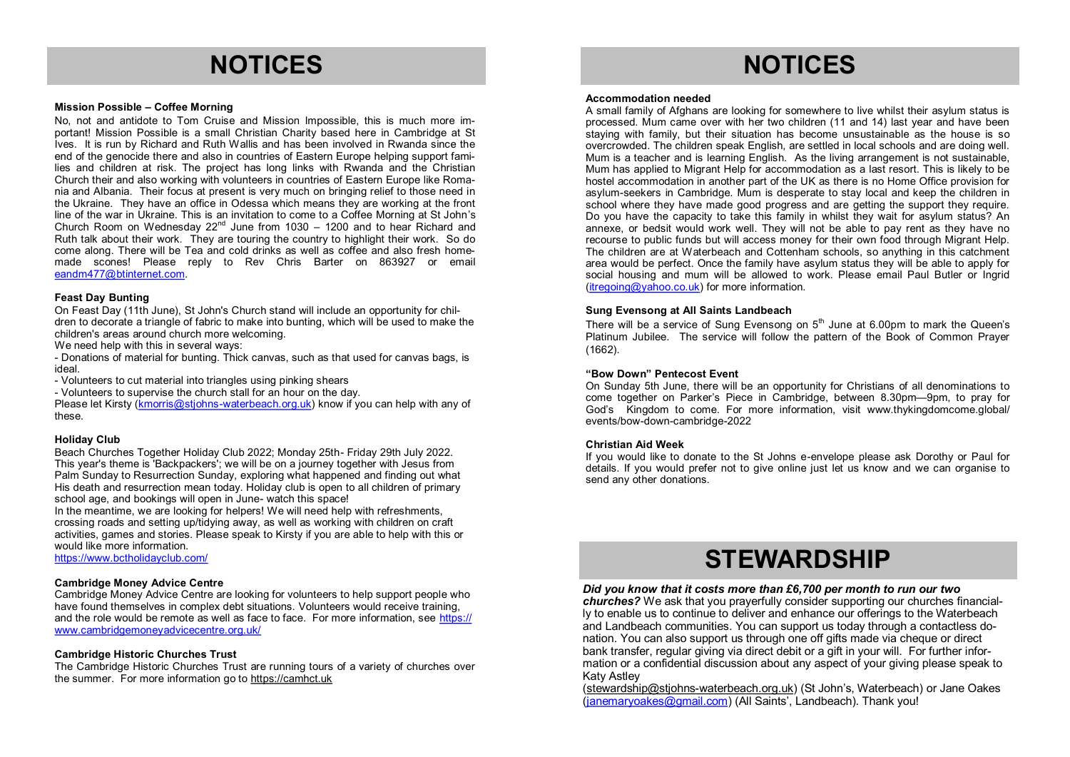# NOTICES

**Mission Possible – Coffee Morning**

No, not and antidote to Tom Cruise and Mission Impossible, this is much more important! Mission Possible is a small Christian Charity based here in Cambridge at St Ives. It is run by Richard and Ruth Wallis and has been involved in Rwanda since the end of the genocide there and also in countries of Eastern Europe helping support families and children at risk. The project has long links with Rwanda and the Christian Church their and also working with volunteers in countries of Eastern Europe like Romania and Albania. Their focus at present is very much on bringing relief to those need in the Ukraine. They have an office in Odessa which means they are working at the front line of the war in Ukraine. This is an invitation to come to a Coffee Morning at St John's Church Room on Wednesday 22nd June from 1030 – 1200 and to hear Richard and Ruth talk about their work. They are touring the country to highlight their work. So do come along. There will be Tea and cold drinks as well as coffee and also fresh homemade scones! Please reply to Rev Chris Barter on 863927 or email eandm477@btinternet.com.

**Feast Day Bunting**

On Feast Day (11th June), St John's Church stand will include an opportunity for children to decorate a triangle of fabric to make into bunting, which will be used to make the children's areas around church more welcoming.

We need help with this in several ways:

- Donations of material for bunting. Thick canvas, such as that used for canvas bags, is ideal.
- Volunteers to cut material into triangles using pinking shears
- Volunteers to supervise the church stall for an hour on the day.

Please let Kirsty (kmorris@stjohns-waterbeach.org.uk) know if you can help with any of these.

**Holiday Club**

Beach Churches Together Holiday Club 2022; Monday 25th- Friday 29th July 2022. This year's theme is 'Backpackers'; we will be on a journey together with Jesus from Palm Sunday to Resurrection Sunday, exploring what happened and finding out what His death and resurrection mean today. Holiday club is open to all children of primary school age, and bookings will open in June- watch this space!

In the meantime, we are looking for helpers! We will need help with refreshments, crossing roads and setting up/tidying away, as well as working with children on craft activities, games and stories. Please speak to Kirsty if you are able to help with this or would like more information.

https://www.bctholidayclub.com/

**Cambridge Money Advice Centre**

Cambridge Money Advice Centre are looking for volunteers to help support people who have found themselves in complex debt situations. Volunteers would receive training, and the role would be remote as well as face to face. For more information, see https://www.cambridgemoneyadvicecentre.org.uk/

**Cambridge Historic Churches Trust**

The Cambridge Historic Churches Trust are running tours of a variety of churches over the summer. For more information go to https://camhct.uk

# NOTICES

**Accommodation needed**

A small family of Afghans are looking for somewhere to live whilst their asylum status is processed. Mum came over with her two children (11 and 14) last year and have been staying with family, but their situation has become unsustainable as the house is so overcrowded. The children speak English, are settled in local schools and are doing well. Mum is a teacher and is learning English. As the living arrangement is not sustainable, Mum has applied to Migrant Help for accommodation as a last resort. This is likely to be hostel accommodation in another part of the UK as there is no Home Office provision for asylum-seekers in Cambridge. Mum is desperate to stay local and keep the children in school where they have made good progress and are getting the support they require. Do you have the capacity to take this family in whilst they wait for asylum status? An annexe, or bedsit would work well. They will not be able to pay rent as they have no recourse to public funds but will access money for their own food through Migrant Help. The children are at Waterbeach and Cottenham schools, so anything in this catchment area would be perfect. Once the family have asylum status they will be able to apply for social housing and mum will be allowed to work. Please email Paul Butler or Ingrid (itregoing@yahoo.co.uk) for more information.

**Sung Evensong at All Saints Landbeach**

There will be a service of Sung Evensong on 5th June at 6.00pm to mark the Queen's Platinum Jubilee. The service will follow the pattern of the Book of Common Prayer (1662).

**"Bow Down" Pentecost Event**

On Sunday 5th June, there will be an opportunity for Christians of all denominations to come together on Parker's Piece in Cambridge, between 8.30pm—9pm, to pray for God's Kingdom to come. For more information, visit www.thykingdomcome.global/events/bow-down-cambridge-2022

**Christian Aid Week**

If you would like to donate to the St Johns e-envelope please ask Dorothy or Paul for details. If you would prefer not to give online just let us know and we can organise to send any other donations.

# STEWARDSHIP

***Did you know that it costs more than £6,700 per month to run our two churches?*** We ask that you prayerfully consider supporting our churches financially to enable us to continue to deliver and enhance our offerings to the Waterbeach and Landbeach communities. You can support us today through a contactless donation. You can also support us through one off gifts made via cheque or direct bank transfer, regular giving via direct debit or a gift in your will. For further information or a confidential discussion about any aspect of your giving please speak to Katy Astley (stewardship@stjohns-waterbeach.org.uk) (St John's, Waterbeach) or Jane Oakes (janemaryoakes@gmail.com) (All Saints', Landbeach). Thank you!